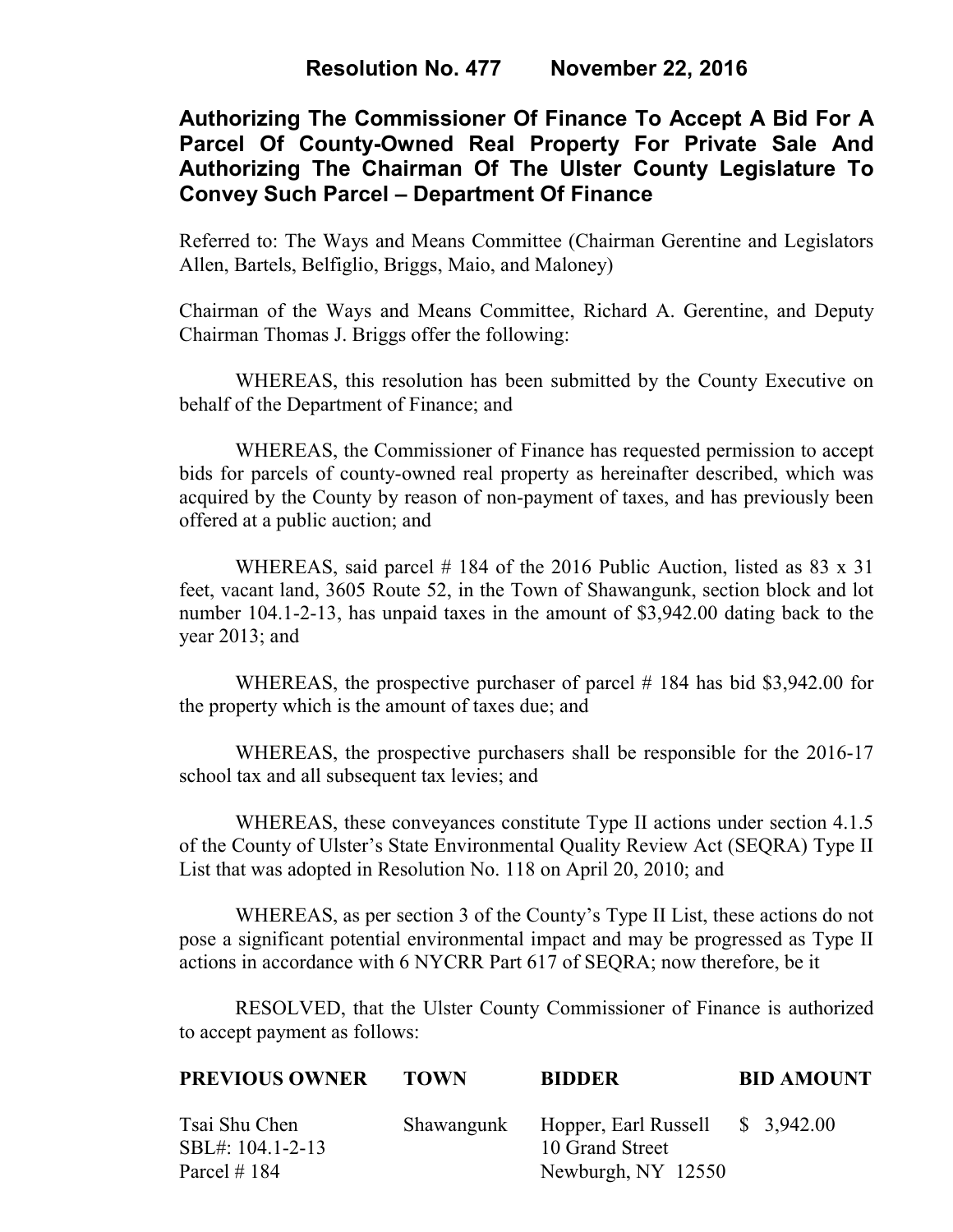**Resolution No. 477 November 22, 2016**

## Authorizing The Commissioner Of Finance To Accept A Bid For A Parcel Of County-Owned Real Property For Private Sale And Authorizing The Chairman Of The Ulster County Legislature To Convey Such Parcel – Department Of Finance

Referred to: The Ways and Means Committee (Chairman Gerentine and Legislators Allen, Bartels, Belfiglio, Briggs, Maio, and Maloney)

Chairman of the Ways and Means Committee, Richard A. Gerentine, and Deputy Chairman Thomas J. Briggs offer the following:

WHEREAS, this resolution has been submitted by the County Executive on behalf of the Department of Finance; and

WHEREAS, the Commissioner of Finance has requested permission to accept bids for parcels of county-owned real property as hereinafter described, which was acquired by the County by reason of non-payment of taxes, and has previously been offered at a public auction; and

WHEREAS, said parcel # 184 of the 2016 Public Auction, listed as 83 x 31 feet, vacant land, 3605 Route 52, in the Town of Shawangunk, section block and lot number 104.1-2-13, has unpaid taxes in the amount of $3,942.00 dating back to the year 2013; and

WHEREAS, the prospective purchaser of parcel # 184 has bid $3,942.00 for the property which is the amount of taxes due; and

WHEREAS, the prospective purchasers shall be responsible for the 2016-17 school tax and all subsequent tax levies; and

WHEREAS, these conveyances constitute Type II actions under section 4.1.5 of the County of Ulster's State Environmental Quality Review Act (SEQRA) Type II List that was adopted in Resolution No. 118 on April 20, 2010; and

WHEREAS, as per section 3 of the County's Type II List, these actions do not pose a significant potential environmental impact and may be progressed as Type II actions in accordance with 6 NYCRR Part 617 of SEQRA; now therefore, be it

RESOLVED, that the Ulster County Commissioner of Finance is authorized to accept payment as follows:

| PREVIOUS OWNER | TOWN | BIDDER | BID AMOUNT |
|---|---|---|---|
| Tsai Shu Chen<br>SBL#: 104.1-2-13<br>Parcel # 184 | Shawangunk | Hopper, Earl Russell<br>10 Grand Street<br>Newburgh, NY 12550 | $ 3,942.00 |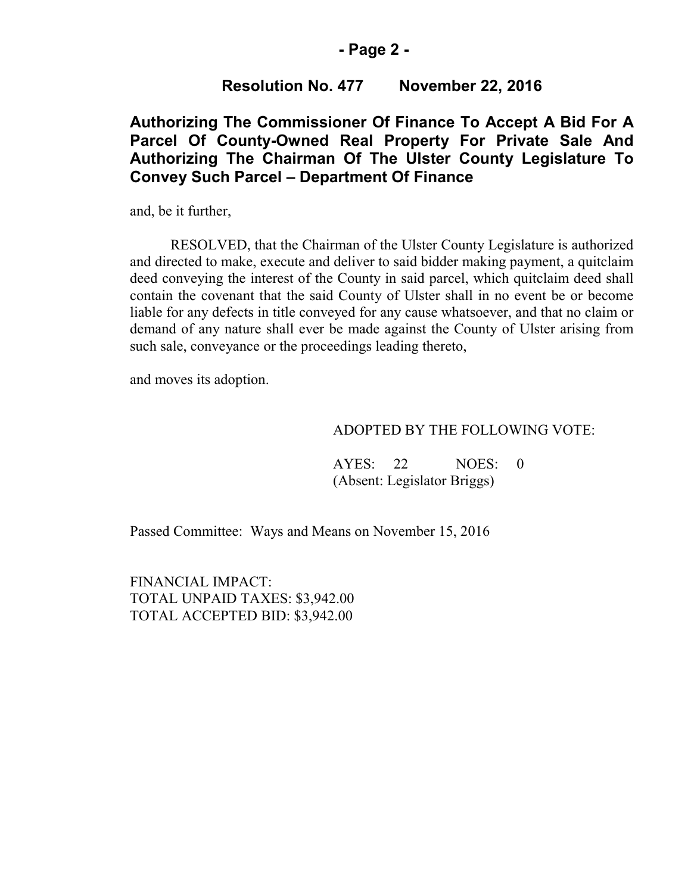**Resolution No. 477 November 22, 2016**

## Authorizing The Commissioner Of Finance To Accept A Bid For A Parcel Of County-Owned Real Property For Private Sale And Authorizing The Chairman Of The Ulster County Legislature To Convey Such Parcel – Department Of Finance

and, be it further,

RESOLVED, that the Chairman of the Ulster County Legislature is authorized and directed to make, execute and deliver to said bidder making payment, a quitclaim deed conveying the interest of the County in said parcel, which quitclaim deed shall contain the covenant that the said County of Ulster shall in no event be or become liable for any defects in title conveyed for any cause whatsoever, and that no claim or demand of any nature shall ever be made against the County of Ulster arising from such sale, conveyance or the proceedings leading thereto,

and moves its adoption.

ADOPTED BY THE FOLLOWING VOTE:

AYES: 22 NOES: 0
(Absent: Legislator Briggs)

Passed Committee: Ways and Means on November 15, 2016

FINANCIAL IMPACT:
TOTAL UNPAID TAXES: $3,942.00
TOTAL ACCEPTED BID: $3,942.00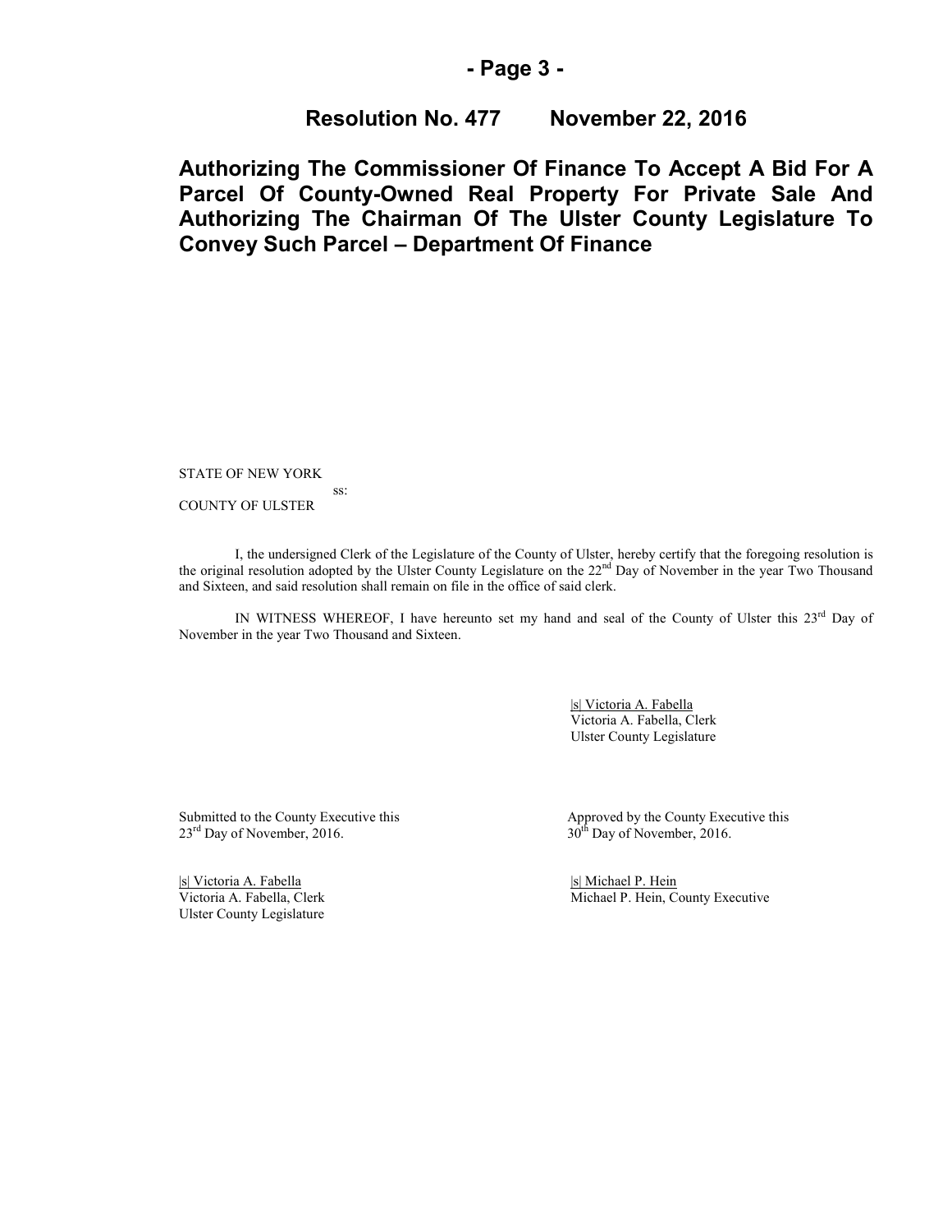## Resolution No. 477 November 22, 2016

# Authorizing The Commissioner Of Finance To Accept A Bid For A Parcel Of County-Owned Real Property For Private Sale And Authorizing The Chairman Of The Ulster County Legislature To Convey Such Parcel – Department Of Finance

STATE OF NEW YORK
ss:
COUNTY OF ULSTER

I, the undersigned Clerk of the Legislature of the County of Ulster, hereby certify that the foregoing resolution is the original resolution adopted by the Ulster County Legislature on the 22nd Day of November in the year Two Thousand and Sixteen, and said resolution shall remain on file in the office of said clerk.

IN WITNESS WHEREOF, I have hereunto set my hand and seal of the County of Ulster this 23rd Day of November in the year Two Thousand and Sixteen.

|s| Victoria A. Fabella
Victoria A. Fabella, Clerk
Ulster County Legislature

Submitted to the County Executive this 23rd Day of November, 2016.

|s| Victoria A. Fabella
Victoria A. Fabella, Clerk
Ulster County Legislature

Approved by the County Executive this 30th Day of November, 2016.

|s| Michael P. Hein
Michael P. Hein, County Executive